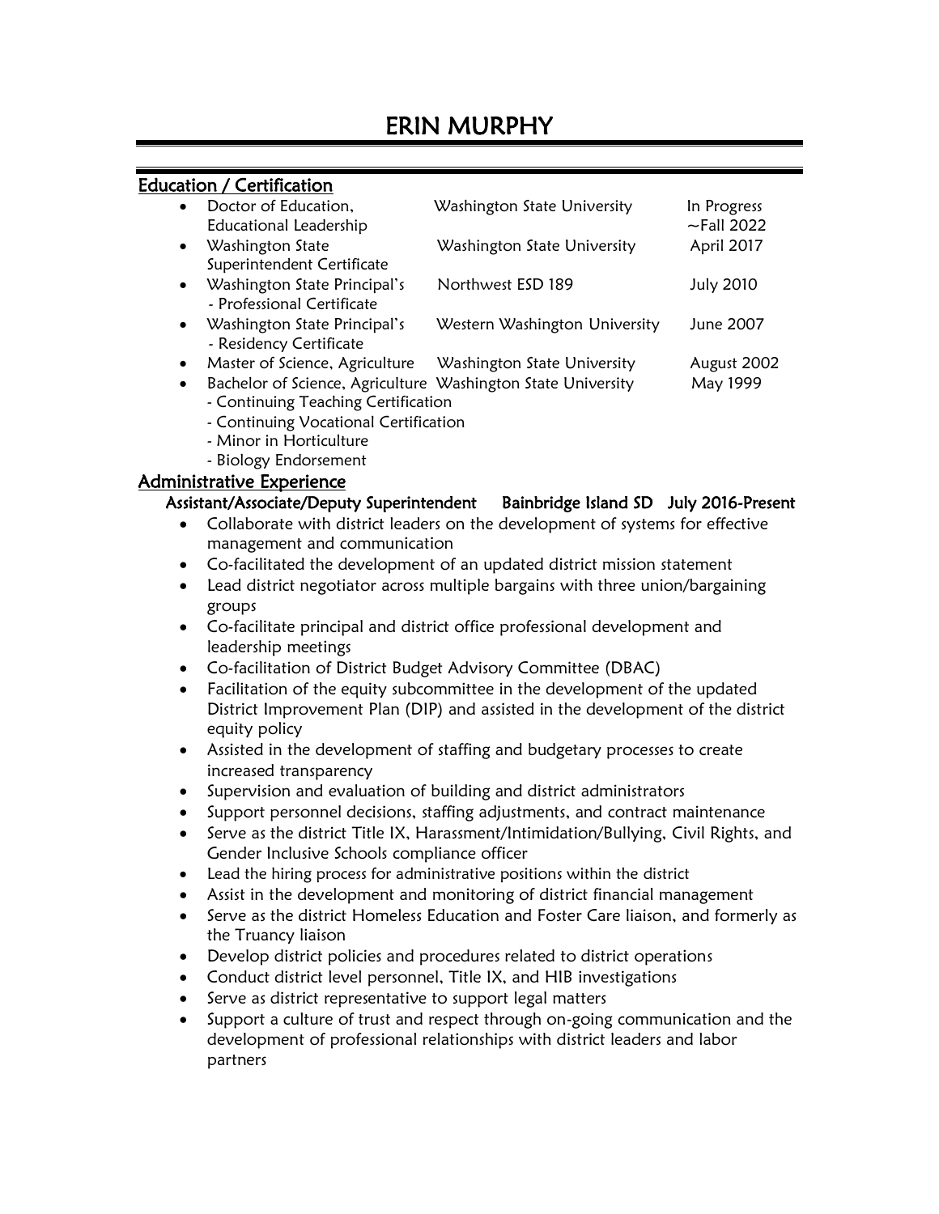# ERIN MURPHY

## Education / Certification

- Doctor of Education, Educational Leadership — Washington State University — In Progress ~Fall 2022
- Washington State Superintendent Certificate — Washington State University — April 2017
- Washington State Principal's - Professional Certificate — Northwest ESD 189 — July 2010
- Washington State Principal's - Residency Certificate — Western Washington University — June 2007
- Master of Science, Agriculture — Washington State University — August 2002
- Bachelor of Science, Agriculture — Washington State University — May 1999
  - Continuing Teaching Certification
  - Continuing Vocational Certification
  - Minor in Horticulture
  - Biology Endorsement

## Administrative Experience

**Assistant/Associate/Deputy Superintendent — Bainbridge Island SD — July 2016-Present**

- Collaborate with district leaders on the development of systems for effective management and communication
- Co-facilitated the development of an updated district mission statement
- Lead district negotiator across multiple bargains with three union/bargaining groups
- Co-facilitate principal and district office professional development and leadership meetings
- Co-facilitation of District Budget Advisory Committee (DBAC)
- Facilitation of the equity subcommittee in the development of the updated District Improvement Plan (DIP) and assisted in the development of the district equity policy
- Assisted in the development of staffing and budgetary processes to create increased transparency
- Supervision and evaluation of building and district administrators
- Support personnel decisions, staffing adjustments, and contract maintenance
- Serve as the district Title IX, Harassment/Intimidation/Bullying, Civil Rights, and Gender Inclusive Schools compliance officer
- Lead the hiring process for administrative positions within the district
- Assist in the development and monitoring of district financial management
- Serve as the district Homeless Education and Foster Care liaison, and formerly as the Truancy liaison
- Develop district policies and procedures related to district operations
- Conduct district level personnel, Title IX, and HIB investigations
- Serve as district representative to support legal matters
- Support a culture of trust and respect through on-going communication and the development of professional relationships with district leaders and labor partners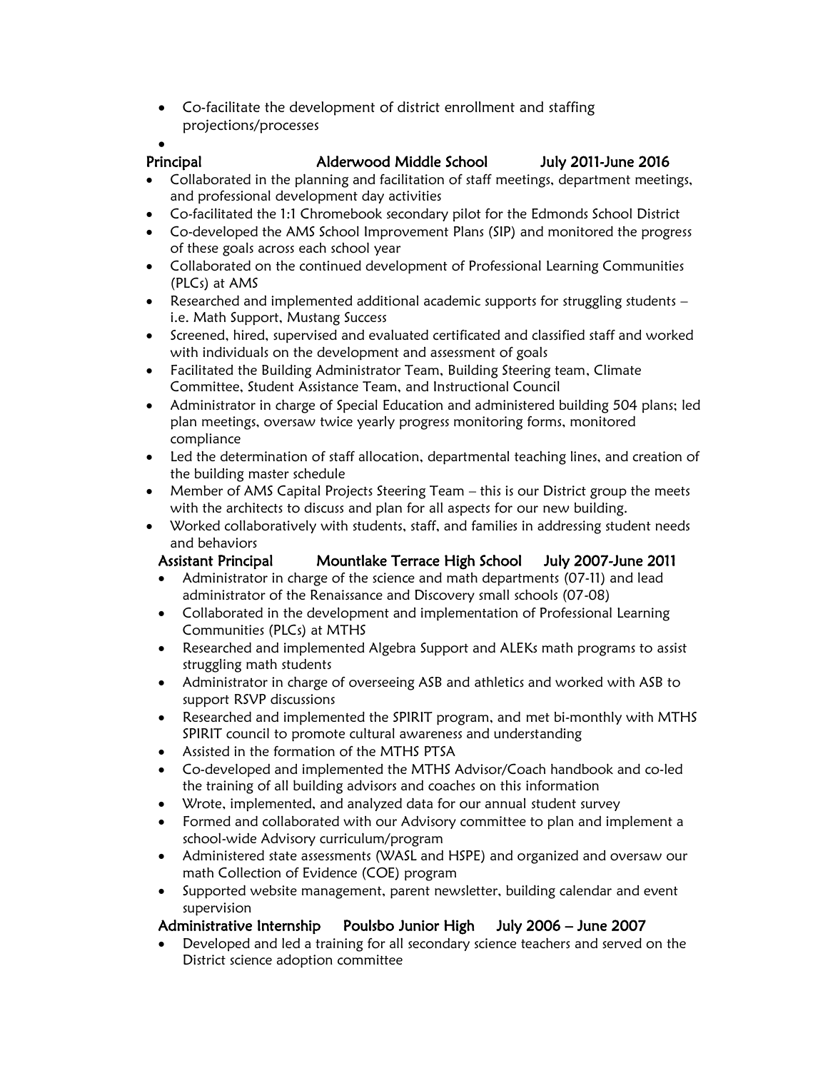- Co-facilitate the development of district enrollment and staffing projections/processes

**Principal    Alderwood Middle School    July 2011-June 2016**

- Collaborated in the planning and facilitation of staff meetings, department meetings, and professional development day activities
- Co-facilitated the 1:1 Chromebook secondary pilot for the Edmonds School District
- Co-developed the AMS School Improvement Plans (SIP) and monitored the progress of these goals across each school year
- Collaborated on the continued development of Professional Learning Communities (PLCs) at AMS
- Researched and implemented additional academic supports for struggling students – i.e. Math Support, Mustang Success
- Screened, hired, supervised and evaluated certificated and classified staff and worked with individuals on the development and assessment of goals
- Facilitated the Building Administrator Team, Building Steering team, Climate Committee, Student Assistance Team, and Instructional Council
- Administrator in charge of Special Education and administered building 504 plans; led plan meetings, oversaw twice yearly progress monitoring forms, monitored compliance
- Led the determination of staff allocation, departmental teaching lines, and creation of the building master schedule
- Member of AMS Capital Projects Steering Team – this is our District group the meets with the architects to discuss and plan for all aspects for our new building.
- Worked collaboratively with students, staff, and families in addressing student needs and behaviors

**Assistant Principal    Mountlake Terrace High School    July 2007-June 2011**

- Administrator in charge of the science and math departments (07-11) and lead administrator of the Renaissance and Discovery small schools (07-08)
- Collaborated in the development and implementation of Professional Learning Communities (PLCs) at MTHS
- Researched and implemented Algebra Support and ALEKs math programs to assist struggling math students
- Administrator in charge of overseeing ASB and athletics and worked with ASB to support RSVP discussions
- Researched and implemented the SPIRIT program, and met bi-monthly with MTHS SPIRIT council to promote cultural awareness and understanding
- Assisted in the formation of the MTHS PTSA
- Co-developed and implemented the MTHS Advisor/Coach handbook and co-led the training of all building advisors and coaches on this information
- Wrote, implemented, and analyzed data for our annual student survey
- Formed and collaborated with our Advisory committee to plan and implement a school-wide Advisory curriculum/program
- Administered state assessments (WASL and HSPE) and organized and oversaw our math Collection of Evidence (COE) program
- Supported website management, parent newsletter, building calendar and event supervision

**Administrative Internship    Poulsbo Junior High    July 2006 – June 2007**

- Developed and led a training for all secondary science teachers and served on the District science adoption committee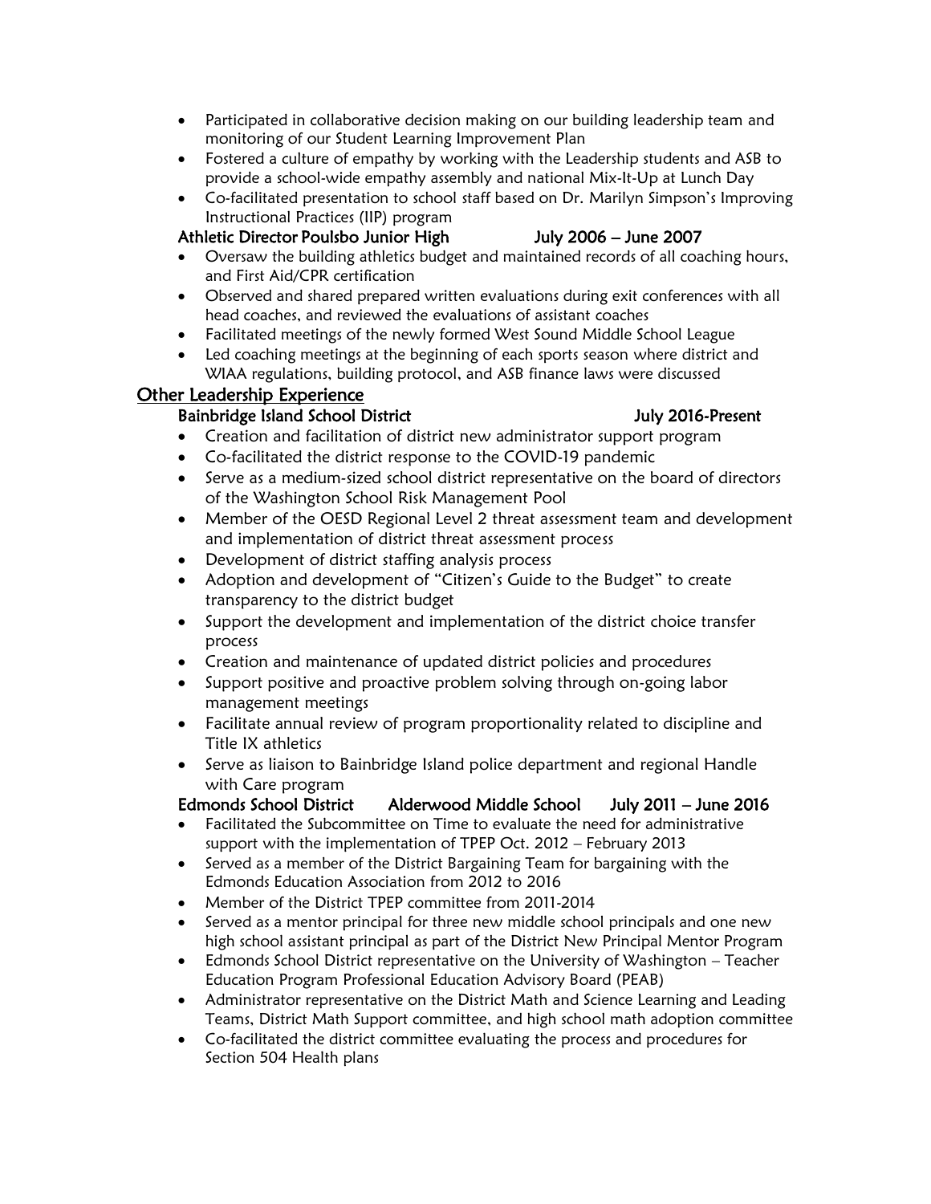- Participated in collaborative decision making on our building leadership team and monitoring of our Student Learning Improvement Plan
- Fostered a culture of empathy by working with the Leadership students and ASB to provide a school-wide empathy assembly and national Mix-It-Up at Lunch Day
- Co-facilitated presentation to school staff based on Dr. Marilyn Simpson's Improving Instructional Practices (IIP) program

### Athletic Director Poulsbo Junior High — July 2006 – June 2007

- Oversaw the building athletics budget and maintained records of all coaching hours, and First Aid/CPR certification
- Observed and shared prepared written evaluations during exit conferences with all head coaches, and reviewed the evaluations of assistant coaches
- Facilitated meetings of the newly formed West Sound Middle School League
- Led coaching meetings at the beginning of each sports season where district and WIAA regulations, building protocol, and ASB finance laws were discussed

## Other Leadership Experience

### Bainbridge Island School District — July 2016-Present

- Creation and facilitation of district new administrator support program
- Co-facilitated the district response to the COVID-19 pandemic
- Serve as a medium-sized school district representative on the board of directors of the Washington School Risk Management Pool
- Member of the OESD Regional Level 2 threat assessment team and development and implementation of district threat assessment process
- Development of district staffing analysis process
- Adoption and development of "Citizen's Guide to the Budget" to create transparency to the district budget
- Support the development and implementation of the district choice transfer process
- Creation and maintenance of updated district policies and procedures
- Support positive and proactive problem solving through on-going labor management meetings
- Facilitate annual review of program proportionality related to discipline and Title IX athletics
- Serve as liaison to Bainbridge Island police department and regional Handle with Care program

### Edmonds School District — Alderwood Middle School — July 2011 – June 2016

- Facilitated the Subcommittee on Time to evaluate the need for administrative support with the implementation of TPEP Oct. 2012 – February 2013
- Served as a member of the District Bargaining Team for bargaining with the Edmonds Education Association from 2012 to 2016
- Member of the District TPEP committee from 2011-2014
- Served as a mentor principal for three new middle school principals and one new high school assistant principal as part of the District New Principal Mentor Program
- Edmonds School District representative on the University of Washington – Teacher Education Program Professional Education Advisory Board (PEAB)
- Administrator representative on the District Math and Science Learning and Leading Teams, District Math Support committee, and high school math adoption committee
- Co-facilitated the district committee evaluating the process and procedures for Section 504 Health plans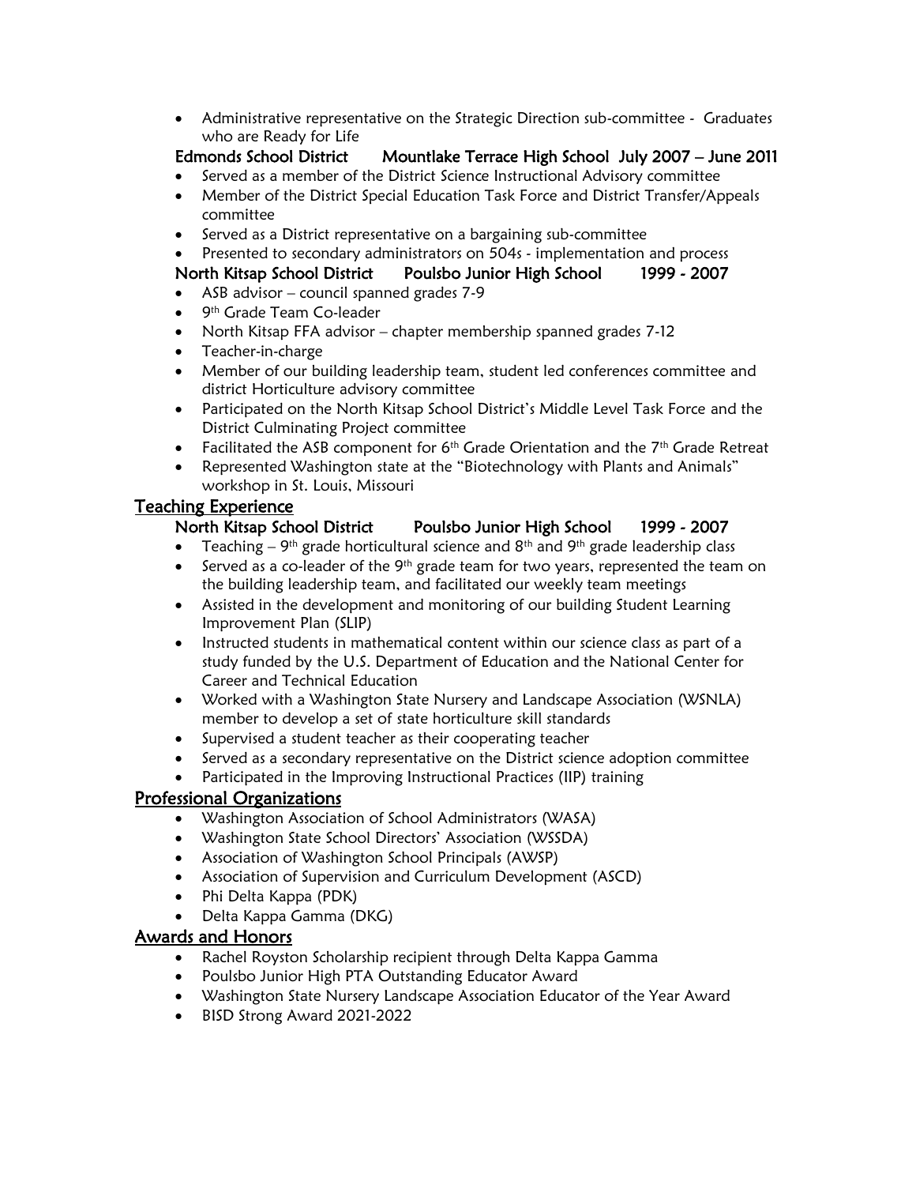- Administrative representative on the Strategic Direction sub-committee - Graduates who are Ready for Life

**Edmonds School District Mountlake Terrace High School July 2007 – June 2011**

- Served as a member of the District Science Instructional Advisory committee
- Member of the District Special Education Task Force and District Transfer/Appeals committee
- Served as a District representative on a bargaining sub-committee
- Presented to secondary administrators on 504s - implementation and process

**North Kitsap School District Poulsbo Junior High School 1999 - 2007**

- ASB advisor – council spanned grades 7-9
- 9th Grade Team Co-leader
- North Kitsap FFA advisor – chapter membership spanned grades 7-12
- Teacher-in-charge
- Member of our building leadership team, student led conferences committee and district Horticulture advisory committee
- Participated on the North Kitsap School District's Middle Level Task Force and the District Culminating Project committee
- Facilitated the ASB component for 6th Grade Orientation and the 7th Grade Retreat
- Represented Washington state at the "Biotechnology with Plants and Animals" workshop in St. Louis, Missouri

## Teaching Experience

**North Kitsap School District Poulsbo Junior High School 1999 - 2007**

- Teaching – 9th grade horticultural science and 8th and 9th grade leadership class
- Served as a co-leader of the 9th grade team for two years, represented the team on the building leadership team, and facilitated our weekly team meetings
- Assisted in the development and monitoring of our building Student Learning Improvement Plan (SLIP)
- Instructed students in mathematical content within our science class as part of a study funded by the U.S. Department of Education and the National Center for Career and Technical Education
- Worked with a Washington State Nursery and Landscape Association (WSNLA) member to develop a set of state horticulture skill standards
- Supervised a student teacher as their cooperating teacher
- Served as a secondary representative on the District science adoption committee
- Participated in the Improving Instructional Practices (IIP) training

## Professional Organizations

- Washington Association of School Administrators (WASA)
- Washington State School Directors' Association (WSSDA)
- Association of Washington School Principals (AWSP)
- Association of Supervision and Curriculum Development (ASCD)
- Phi Delta Kappa (PDK)
- Delta Kappa Gamma (DKG)

## Awards and Honors

- Rachel Royston Scholarship recipient through Delta Kappa Gamma
- Poulsbo Junior High PTA Outstanding Educator Award
- Washington State Nursery Landscape Association Educator of the Year Award
- BISD Strong Award 2021-2022